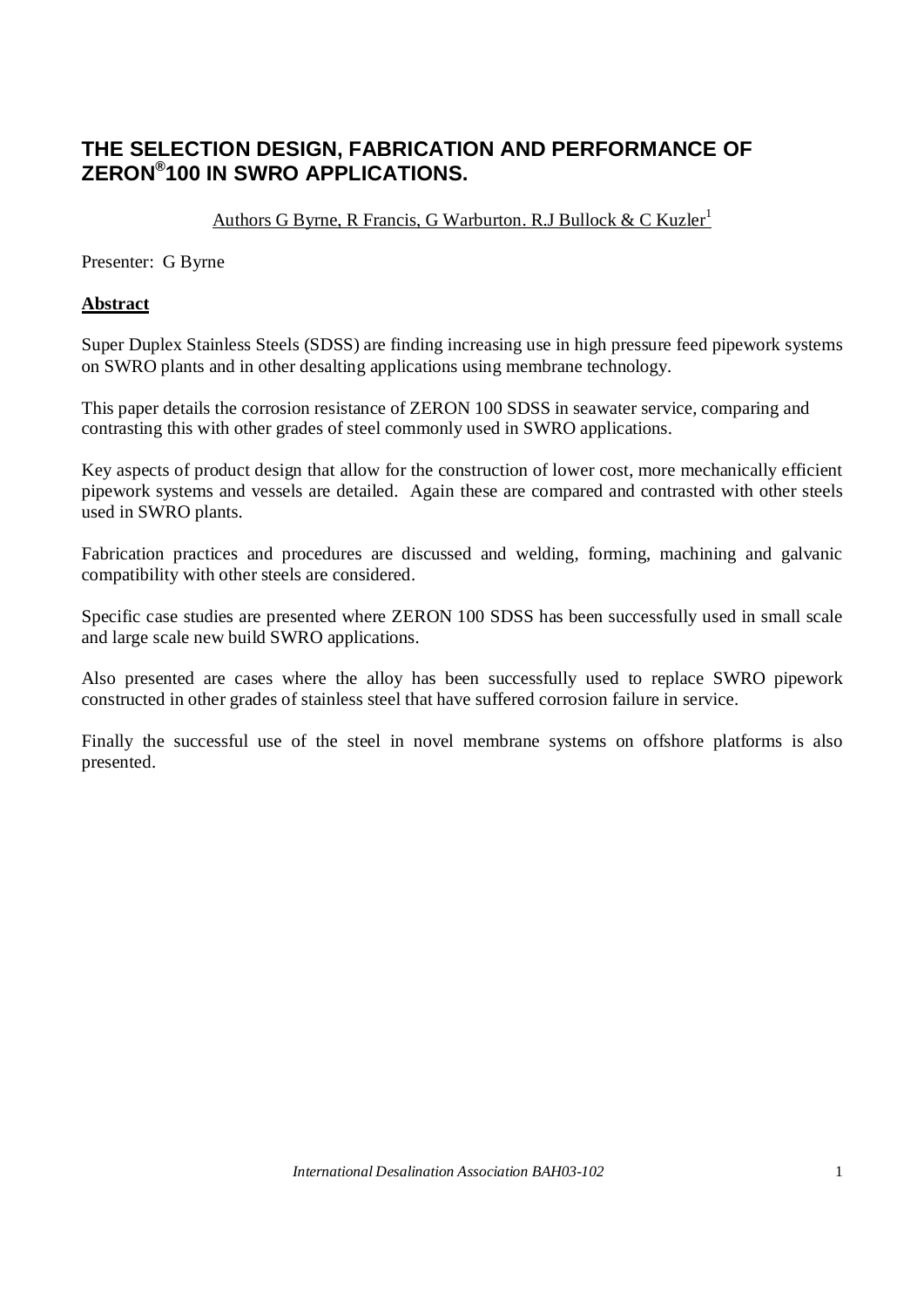# THE SELECTION DESIGN, FABRICATION AND PERFORMANCE OF ZERON®100 IN SWRO APPLICATIONS.

Authors G Byrne, R Francis, G Warburton. R.J Bullock & C Kuzler[1]

Presenter: G Byrne

**Abstract**

Super Duplex Stainless Steels (SDSS) are finding increasing use in high pressure feed pipework systems on SWRO plants and in other desalting applications using membrane technology.

This paper details the corrosion resistance of ZERON 100 SDSS in seawater service, comparing and contrasting this with other grades of steel commonly used in SWRO applications.

Key aspects of product design that allow for the construction of lower cost, more mechanically efficient pipework systems and vessels are detailed. Again these are compared and contrasted with other steels used in SWRO plants.

Fabrication practices and procedures are discussed and welding, forming, machining and galvanic compatibility with other steels are considered.

Specific case studies are presented where ZERON 100 SDSS has been successfully used in small scale and large scale new build SWRO applications.

Also presented are cases where the alloy has been successfully used to replace SWRO pipework constructed in other grades of stainless steel that have suffered corrosion failure in service.

Finally the successful use of the steel in novel membrane systems on offshore platforms is also presented.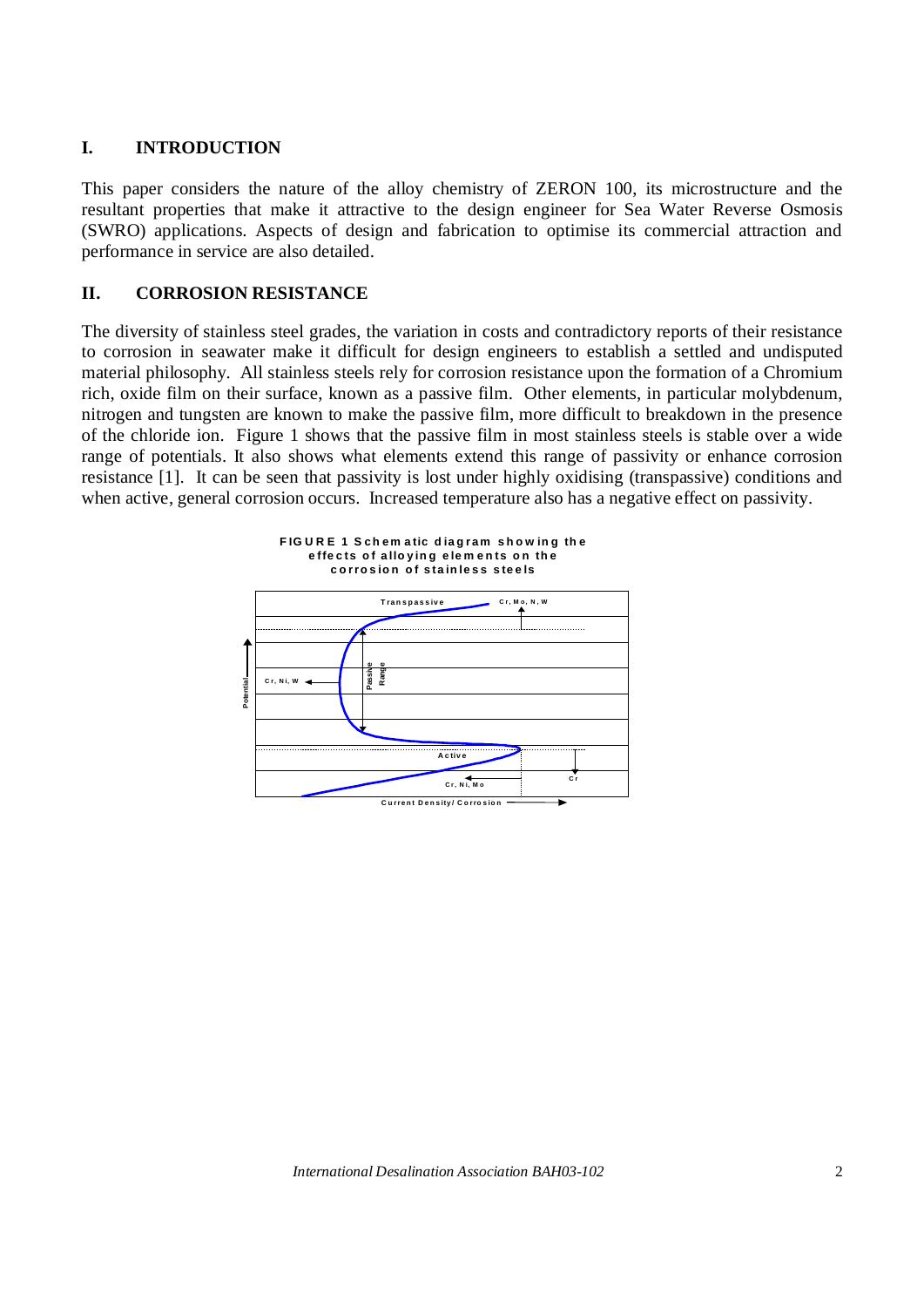## I. INTRODUCTION

This paper considers the nature of the alloy chemistry of ZERON 100, its microstructure and the resultant properties that make it attractive to the design engineer for Sea Water Reverse Osmosis (SWRO) applications. Aspects of design and fabrication to optimise its commercial attraction and performance in service are also detailed.

## II. CORROSION RESISTANCE

The diversity of stainless steel grades, the variation in costs and contradictory reports of their resistance to corrosion in seawater make it difficult for design engineers to establish a settled and undisputed material philosophy. All stainless steels rely for corrosion resistance upon the formation of a Chromium rich, oxide film on their surface, known as a passive film. Other elements, in particular molybdenum, nitrogen and tungsten are known to make the passive film, more difficult to breakdown in the presence of the chloride ion. Figure 1 shows that the passive film in most stainless steels is stable over a wide range of potentials. It also shows what elements extend this range of passivity or enhance corrosion resistance [1]. It can be seen that passivity is lost under highly oxidising (transpassive) conditions and when active, general corrosion occurs. Increased temperature also has a negative effect on passivity.

**FIGURE 1 Schematic diagram showing the effects of alloying elements on the corrosion of stainless steels**

Transpassive | Cr, Mo, N, W | Potential | Cr, Ni, W | Passive Range | Active | Cr | Cr, Ni, Mo | Current Density/ Corrosion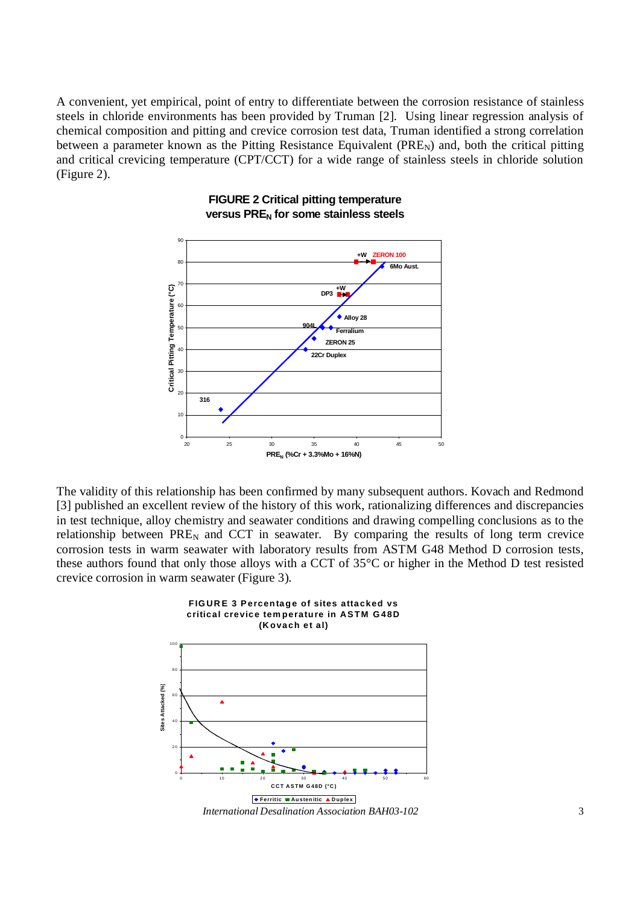A convenient, yet empirical, point of entry to differentiate between the corrosion resistance of stainless steels in chloride environments has been provided by Truman [2]. Using linear regression analysis of chemical composition and pitting and crevice corrosion test data, Truman identified a strong correlation between a parameter known as the Pitting Resistance Equivalent ($PRE_N$) and, both the critical pitting and critical crevicing temperature (CPT/CCT) for a wide range of stainless steels in chloride solution (Figure 2).

**FIGURE 2 Critical pitting temperature versus $PRE_N$ for some stainless steels**

The validity of this relationship has been confirmed by many subsequent authors. Kovach and Redmond [3] published an excellent review of the history of this work, rationalizing differences and discrepancies in test technique, alloy chemistry and seawater conditions and drawing compelling conclusions as to the relationship between $PRE_N$ and CCT in seawater. By comparing the results of long term crevice corrosion tests in warm seawater with laboratory results from ASTM G48 Method D corrosion tests, these authors found that only those alloys with a CCT of 35°C or higher in the Method D test resisted crevice corrosion in warm seawater (Figure 3).

**FIGURE 3 Percentage of sites attacked vs critical crevice temperature in ASTM G48D (Kovach et al)**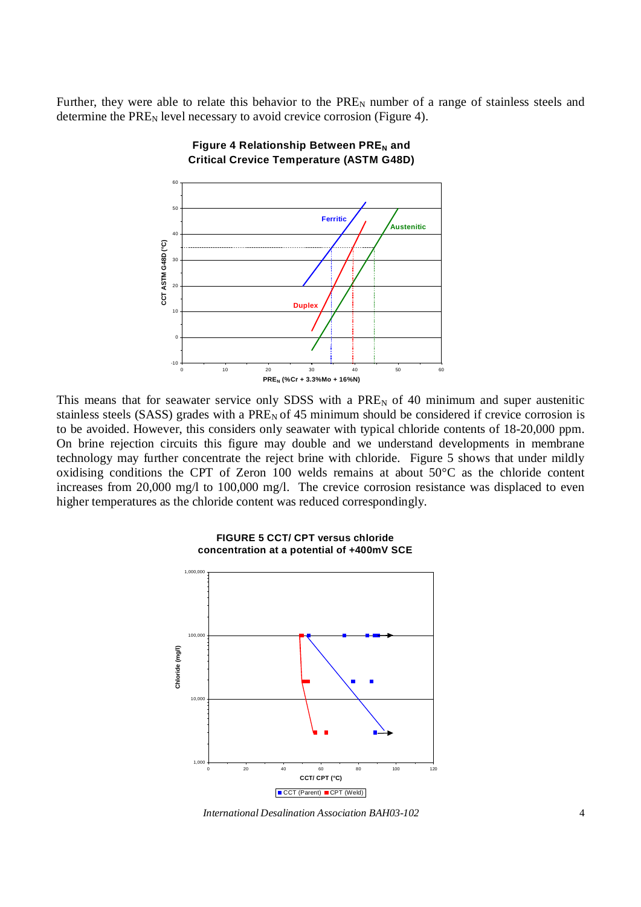Further, they were able to relate this behavior to the $PRE_N$ number of a range of stainless steels and determine the $PRE_N$ level necessary to avoid crevice corrosion (Figure 4).

**Figure 4 Relationship Between $PRE_N$ and Critical Crevice Temperature (ASTM G48D)**

This means that for seawater service only SDSS with a $PRE_N$ of 40 minimum and super austenitic stainless steels (SASS) grades with a $PRE_N$ of 45 minimum should be considered if crevice corrosion is to be avoided. However, this considers only seawater with typical chloride contents of 18-20,000 ppm. On brine rejection circuits this figure may double and we understand developments in membrane technology may further concentrate the reject brine with chloride. Figure 5 shows that under mildly oxidising conditions the CPT of Zeron 100 welds remains at about 50°C as the chloride content increases from 20,000 mg/l to 100,000 mg/l. The crevice corrosion resistance was displaced to even higher temperatures as the chloride content was reduced correspondingly.

**FIGURE 5 CCT/ CPT versus chloride concentration at a potential of +400mV SCE**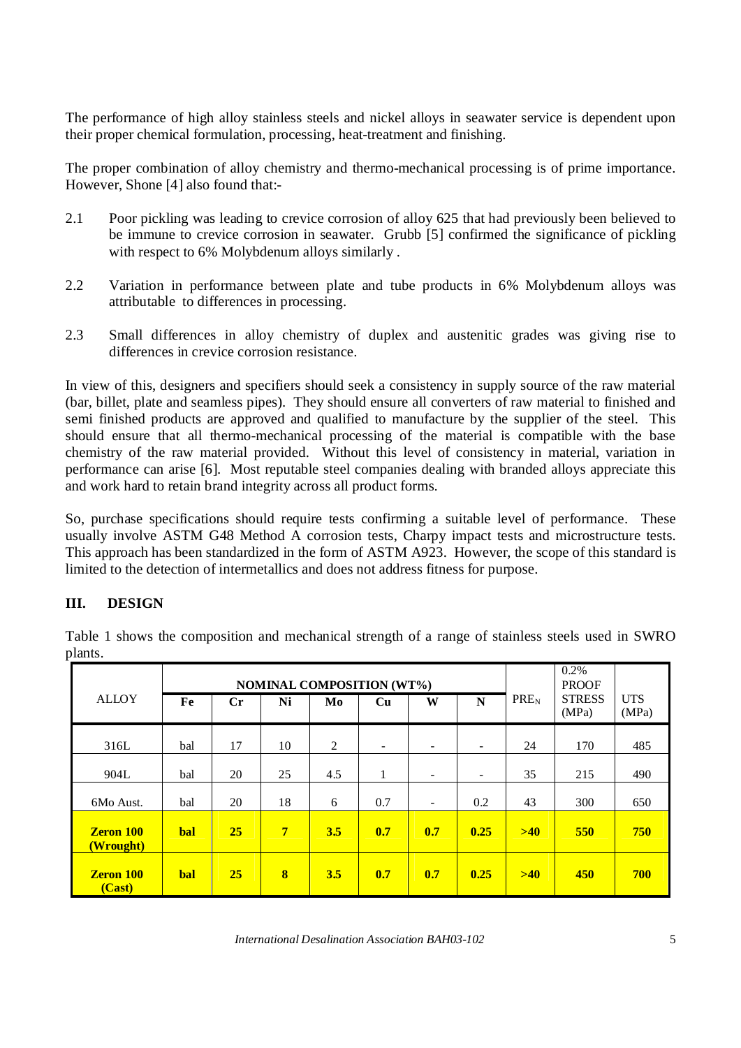The performance of high alloy stainless steels and nickel alloys in seawater service is dependent upon their proper chemical formulation, processing, heat-treatment and finishing.

The proper combination of alloy chemistry and thermo-mechanical processing is of prime importance. However, Shone [4] also found that:-

2.1 Poor pickling was leading to crevice corrosion of alloy 625 that had previously been believed to be immune to crevice corrosion in seawater. Grubb [5] confirmed the significance of pickling with respect to 6% Molybdenum alloys similarly .

2.2 Variation in performance between plate and tube products in 6% Molybdenum alloys was attributable to differences in processing.

2.3 Small differences in alloy chemistry of duplex and austenitic grades was giving rise to differences in crevice corrosion resistance.

In view of this, designers and specifiers should seek a consistency in supply source of the raw material (bar, billet, plate and seamless pipes). They should ensure all converters of raw material to finished and semi finished products are approved and qualified to manufacture by the supplier of the steel. This should ensure that all thermo-mechanical processing of the material is compatible with the base chemistry of the raw material provided. Without this level of consistency in material, variation in performance can arise [6]. Most reputable steel companies dealing with branded alloys appreciate this and work hard to retain brand integrity across all product forms.

So, purchase specifications should require tests confirming a suitable level of performance. These usually involve ASTM G48 Method A corrosion tests, Charpy impact tests and microstructure tests. This approach has been standardized in the form of ASTM A923. However, the scope of this standard is limited to the detection of intermetallics and does not address fitness for purpose.

## III. DESIGN

Table 1 shows the composition and mechanical strength of a range of stainless steels used in SWRO plants.

| ALLOY | NOMINAL COMPOSITION (WT%) | | | | | | | $PRE_N$ | 0.2% PROOF STRESS (MPa) | UTS (MPa) |
|---|---|---|---|---|---|---|---|---|---|---|
| | Fe | Cr | Ni | Mo | Cu | W | N | | | |
| 316L | bal | 17 | 10 | 2 | - | - | - | 24 | 170 | 485 |
| 904L | bal | 20 | 25 | 4.5 | 1 | - | - | 35 | 215 | 490 |
| 6Mo Aust. | bal | 20 | 18 | 6 | 0.7 | - | 0.2 | 43 | 300 | 650 |
| **Zeron 100 (Wrought)** | **bal** | **25** | **7** | **3.5** | **0.7** | **0.7** | **0.25** | **>40** | **550** | **750** |
| **Zeron 100 (Cast)** | **bal** | **25** | **8** | **3.5** | **0.7** | **0.7** | **0.25** | **>40** | **450** | **700** |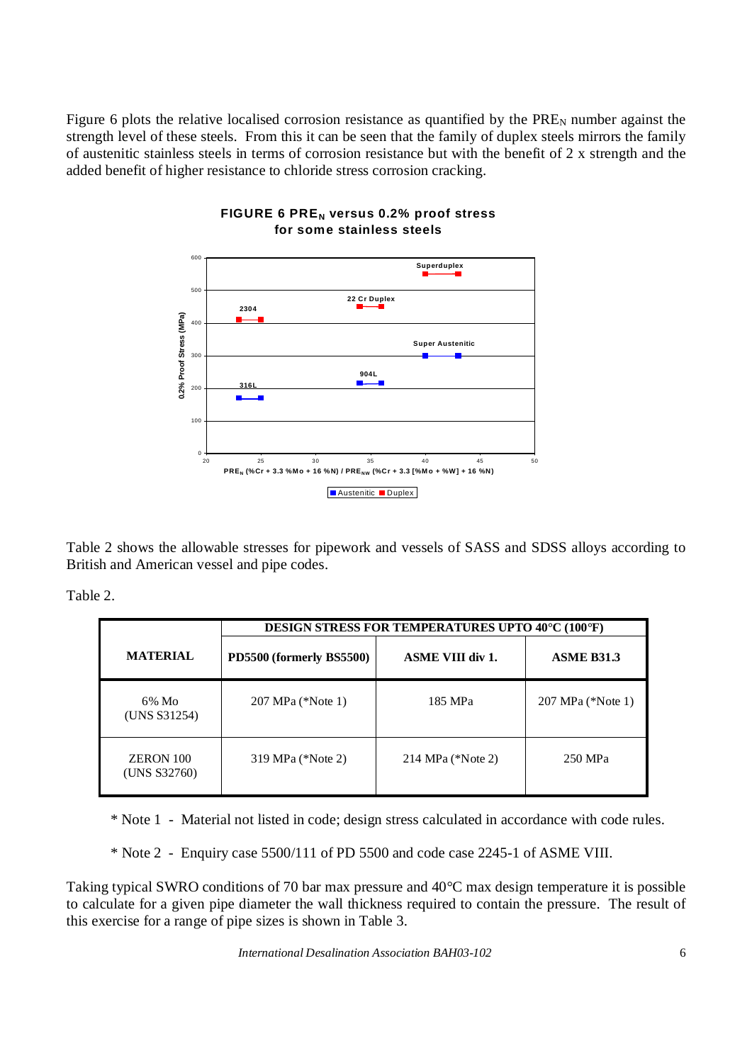Figure 6 plots the relative localised corrosion resistance as quantified by the $PRE_N$ number against the strength level of these steels. From this it can be seen that the family of duplex steels mirrors the family of austenitic stainless steels in terms of corrosion resistance but with the benefit of 2 x strength and the added benefit of higher resistance to chloride stress corrosion cracking.

**FIGURE 6 $PRE_N$ versus 0.2% proof stress for some stainless steels**

Table 2 shows the allowable stresses for pipework and vessels of SASS and SDSS alloys according to British and American vessel and pipe codes.

Table 2.

| MATERIAL | DESIGN STRESS FOR TEMPERATURES UPTO 40°C (100°F) | | |
|---|---|---|---|
| | PD5500 (formerly BS5500) | ASME VIII div 1. | ASME B31.3 |
| 6% Mo (UNS S31254) | 207 MPa (*Note 1) | 185 MPa | 207 MPa (*Note 1) |
| ZERON 100 (UNS S32760) | 319 MPa (*Note 2) | 214 MPa (*Note 2) | 250 MPa |

\* Note 1 - Material not listed in code; design stress calculated in accordance with code rules.

\* Note 2 - Enquiry case 5500/111 of PD 5500 and code case 2245-1 of ASME VIII.

Taking typical SWRO conditions of 70 bar max pressure and 40°C max design temperature it is possible to calculate for a given pipe diameter the wall thickness required to contain the pressure. The result of this exercise for a range of pipe sizes is shown in Table 3.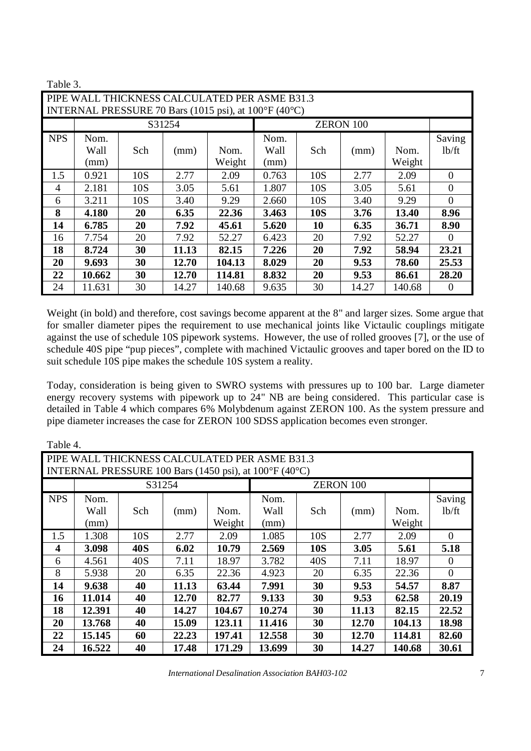Table 3.

| PIPE WALL THICKNESS CALCULATED PER ASME B31.3 INTERNAL PRESSURE 70 Bars (1015 psi), at 100°F (40°C) | | | | | | | | | |
|---|---|---|---|---|---|---|---|---|---|
| | S31254 | | | | ZERON 100 | | | | |
| NPS | Nom. Wall (mm) | Sch | (mm) | Nom. Weight | Nom. Wall (mm) | Sch | (mm) | Nom. Weight | Saving lb/ft |
| 1.5 | 0.921 | 10S | 2.77 | 2.09 | 0.763 | 10S | 2.77 | 2.09 | 0 |
| 4 | 2.181 | 10S | 3.05 | 5.61 | 1.807 | 10S | 3.05 | 5.61 | 0 |
| 6 | 3.211 | 10S | 3.40 | 9.29 | 2.660 | 10S | 3.40 | 9.29 | 0 |
| **8** | **4.180** | **20** | **6.35** | **22.36** | **3.463** | **10S** | **3.76** | **13.40** | **8.96** |
| **14** | **6.785** | **20** | **7.92** | **45.61** | **5.620** | **10** | **6.35** | **36.71** | **8.90** |
| 16 | 7.754 | 20 | 7.92 | 52.27 | 6.423 | 20 | 7.92 | 52.27 | 0 |
| **18** | **8.724** | **30** | **11.13** | **82.15** | **7.226** | **20** | **7.92** | **58.94** | **23.21** |
| **20** | **9.693** | **30** | **12.70** | **104.13** | **8.029** | **20** | **9.53** | **78.60** | **25.53** |
| **22** | **10.662** | **30** | **12.70** | **114.81** | **8.832** | **20** | **9.53** | **86.61** | **28.20** |
| 24 | 11.631 | 30 | 14.27 | 140.68 | 9.635 | 30 | 14.27 | 140.68 | 0 |

Weight (in bold) and therefore, cost savings become apparent at the 8" and larger sizes. Some argue that for smaller diameter pipes the requirement to use mechanical joints like Victaulic couplings mitigate against the use of schedule 10S pipework systems. However, the use of rolled grooves [7], or the use of schedule 40S pipe "pup pieces", complete with machined Victaulic grooves and taper bored on the ID to suit schedule 10S pipe makes the schedule 10S system a reality.

Today, consideration is being given to SWRO systems with pressures up to 100 bar. Large diameter energy recovery systems with pipework up to 24" NB are being considered. This particular case is detailed in Table 4 which compares 6% Molybdenum against ZERON 100. As the system pressure and pipe diameter increases the case for ZERON 100 SDSS application becomes even stronger.

Table 4.

| PIPE WALL THICKNESS CALCULATED PER ASME B31.3 INTERNAL PRESSURE 100 Bars (1450 psi), at 100°F (40°C) | | | | | | | | | |
|---|---|---|---|---|---|---|---|---|---|
| | S31254 | | | | ZERON 100 | | | | |
| NPS | Nom. Wall (mm) | Sch | (mm) | Nom. Weight | Nom. Wall (mm) | Sch | (mm) | Nom. Weight | Saving lb/ft |
| 1.5 | 1.308 | 10S | 2.77 | 2.09 | 1.085 | 10S | 2.77 | 2.09 | 0 |
| **4** | **3.098** | **40S** | **6.02** | **10.79** | **2.569** | **10S** | **3.05** | **5.61** | **5.18** |
| 6 | 4.561 | 40S | 7.11 | 18.97 | 3.782 | 40S | 7.11 | 18.97 | 0 |
| 8 | 5.938 | 20 | 6.35 | 22.36 | 4.923 | 20 | 6.35 | 22.36 | 0 |
| **14** | **9.638** | **40** | **11.13** | **63.44** | **7.991** | **30** | **9.53** | **54.57** | **8.87** |
| **16** | **11.014** | **40** | **12.70** | **82.77** | **9.133** | **30** | **9.53** | **62.58** | **20.19** |
| **18** | **12.391** | **40** | **14.27** | **104.67** | **10.274** | **30** | **11.13** | **82.15** | **22.52** |
| **20** | **13.768** | **40** | **15.09** | **123.11** | **11.416** | **30** | **12.70** | **104.13** | **18.98** |
| **22** | **15.145** | **60** | **22.23** | **197.41** | **12.558** | **30** | **12.70** | **114.81** | **82.60** |
| **24** | **16.522** | **40** | **17.48** | **171.29** | **13.699** | **30** | **14.27** | **140.68** | **30.61** |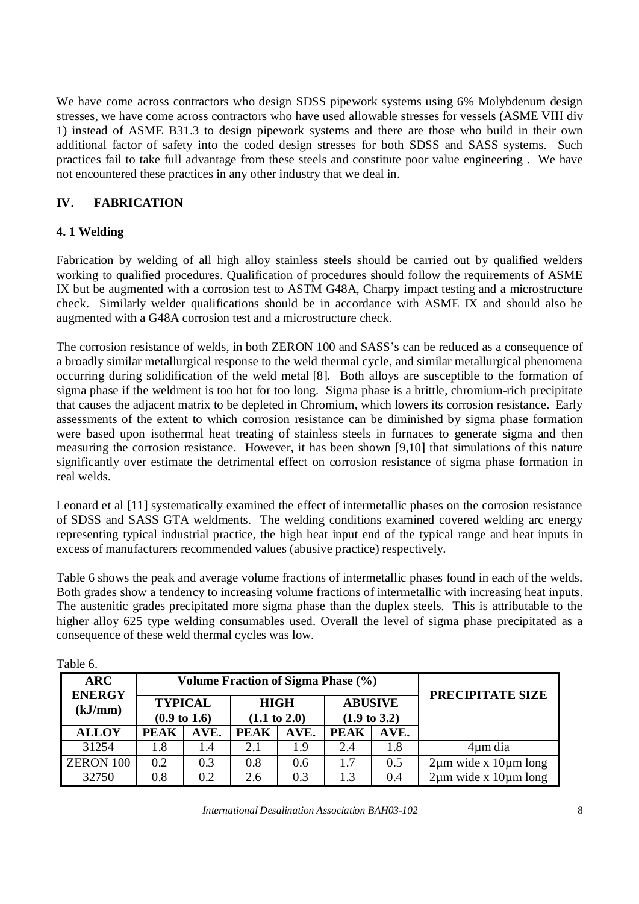We have come across contractors who design SDSS pipework systems using 6% Molybdenum design stresses, we have come across contractors who have used allowable stresses for vessels (ASME VIII div 1) instead of ASME B31.3 to design pipework systems and there are those who build in their own additional factor of safety into the coded design stresses for both SDSS and SASS systems. Such practices fail to take full advantage from these steels and constitute poor value engineering . We have not encountered these practices in any other industry that we deal in.

## IV. FABRICATION

### 4. 1 Welding

Fabrication by welding of all high alloy stainless steels should be carried out by qualified welders working to qualified procedures. Qualification of procedures should follow the requirements of ASME IX but be augmented with a corrosion test to ASTM G48A, Charpy impact testing and a microstructure check. Similarly welder qualifications should be in accordance with ASME IX and should also be augmented with a G48A corrosion test and a microstructure check.

The corrosion resistance of welds, in both ZERON 100 and SASS's can be reduced as a consequence of a broadly similar metallurgical response to the weld thermal cycle, and similar metallurgical phenomena occurring during solidification of the weld metal [8]. Both alloys are susceptible to the formation of sigma phase if the weldment is too hot for too long. Sigma phase is a brittle, chromium-rich precipitate that causes the adjacent matrix to be depleted in Chromium, which lowers its corrosion resistance. Early assessments of the extent to which corrosion resistance can be diminished by sigma phase formation were based upon isothermal heat treating of stainless steels in furnaces to generate sigma and then measuring the corrosion resistance. However, it has been shown [9,10] that simulations of this nature significantly over estimate the detrimental effect on corrosion resistance of sigma phase formation in real welds.

Leonard et al [11] systematically examined the effect of intermetallic phases on the corrosion resistance of SDSS and SASS GTA weldments. The welding conditions examined covered welding arc energy representing typical industrial practice, the high heat input end of the typical range and heat inputs in excess of manufacturers recommended values (abusive practice) respectively.

Table 6 shows the peak and average volume fractions of intermetallic phases found in each of the welds. Both grades show a tendency to increasing volume fractions of intermetallic with increasing heat inputs. The austenitic grades precipitated more sigma phase than the duplex steels. This is attributable to the higher alloy 625 type welding consumables used. Overall the level of sigma phase precipitated as a consequence of these weld thermal cycles was low.

Table 6.

| ARC ENERGY (kJ/mm) | Volume Fraction of Sigma Phase (%) | | | | | | PRECIPITATE SIZE |
|---|---|---|---|---|---|---|---|
| | TYPICAL (0.9 to 1.6) | | HIGH (1.1 to 2.0) | | ABUSIVE (1.9 to 3.2) | | |
| ALLOY | PEAK | AVE. | PEAK | AVE. | PEAK | AVE. | |
| 31254 | 1.8 | 1.4 | 2.1 | 1.9 | 2.4 | 1.8 | 4μm dia |
| ZERON 100 | 0.2 | 0.3 | 0.8 | 0.6 | 1.7 | 0.5 | 2μm wide x 10μm long |
| 32750 | 0.8 | 0.2 | 2.6 | 0.3 | 1.3 | 0.4 | 2μm wide x 10μm long |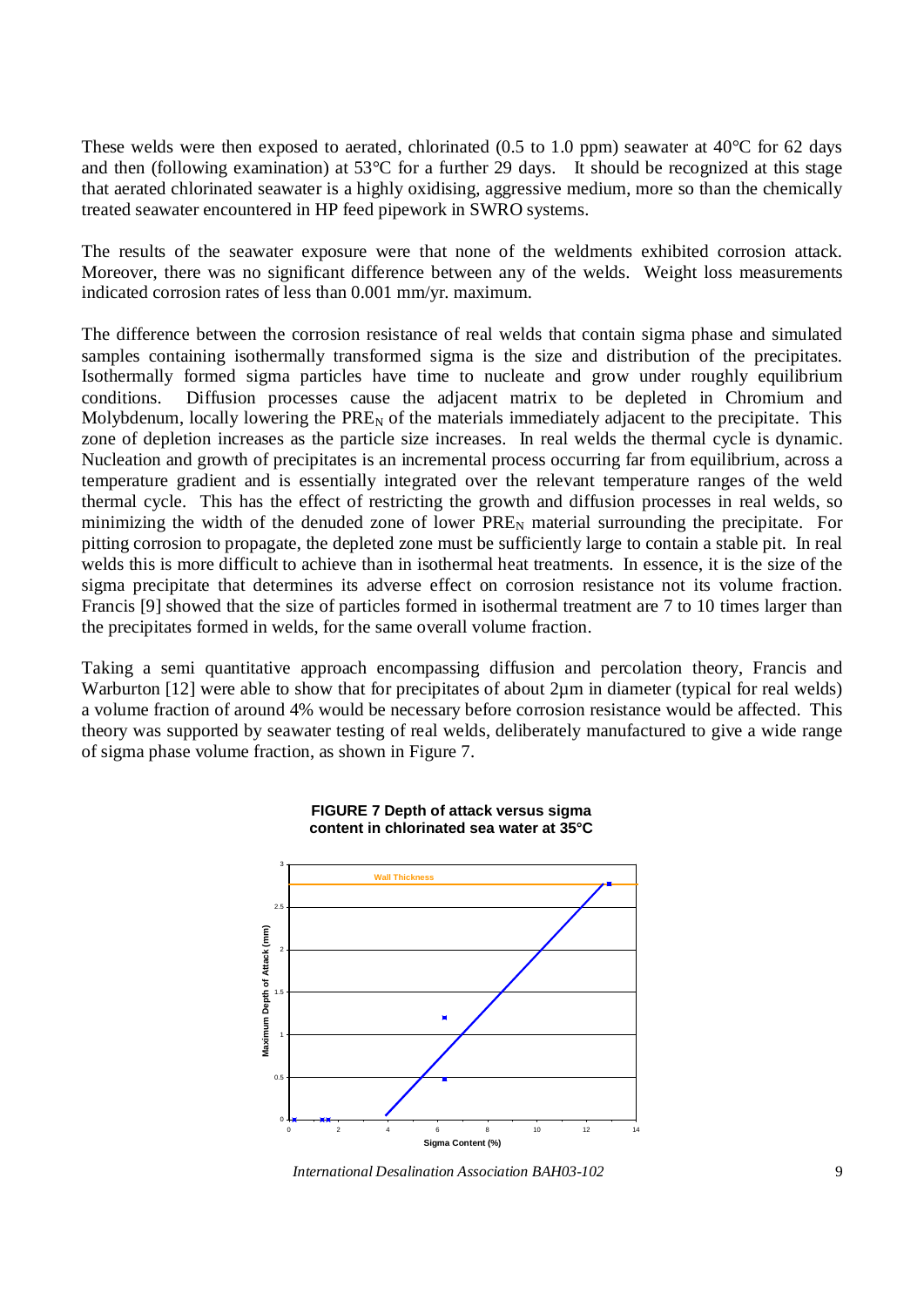These welds were then exposed to aerated, chlorinated (0.5 to 1.0 ppm) seawater at 40°C for 62 days and then (following examination) at 53°C for a further 29 days. It should be recognized at this stage that aerated chlorinated seawater is a highly oxidising, aggressive medium, more so than the chemically treated seawater encountered in HP feed pipework in SWRO systems.

The results of the seawater exposure were that none of the weldments exhibited corrosion attack. Moreover, there was no significant difference between any of the welds. Weight loss measurements indicated corrosion rates of less than 0.001 mm/yr. maximum.

The difference between the corrosion resistance of real welds that contain sigma phase and simulated samples containing isothermally transformed sigma is the size and distribution of the precipitates. Isothermally formed sigma particles have time to nucleate and grow under roughly equilibrium conditions. Diffusion processes cause the adjacent matrix to be depleted in Chromium and Molybdenum, locally lowering the $PRE_N$ of the materials immediately adjacent to the precipitate. This zone of depletion increases as the particle size increases. In real welds the thermal cycle is dynamic. Nucleation and growth of precipitates is an incremental process occurring far from equilibrium, across a temperature gradient and is essentially integrated over the relevant temperature ranges of the weld thermal cycle. This has the effect of restricting the growth and diffusion processes in real welds, so minimizing the width of the denuded zone of lower $PRE_N$ material surrounding the precipitate. For pitting corrosion to propagate, the depleted zone must be sufficiently large to contain a stable pit. In real welds this is more difficult to achieve than in isothermal heat treatments. In essence, it is the size of the sigma precipitate that determines its adverse effect on corrosion resistance not its volume fraction. Francis [9] showed that the size of particles formed in isothermal treatment are 7 to 10 times larger than the precipitates formed in welds, for the same overall volume fraction.

Taking a semi quantitative approach encompassing diffusion and percolation theory, Francis and Warburton [12] were able to show that for precipitates of about 2µm in diameter (typical for real welds) a volume fraction of around 4% would be necessary before corrosion resistance would be affected. This theory was supported by seawater testing of real welds, deliberately manufactured to give a wide range of sigma phase volume fraction, as shown in Figure 7.

**FIGURE 7 Depth of attack versus sigma content in chlorinated sea water at 35°C**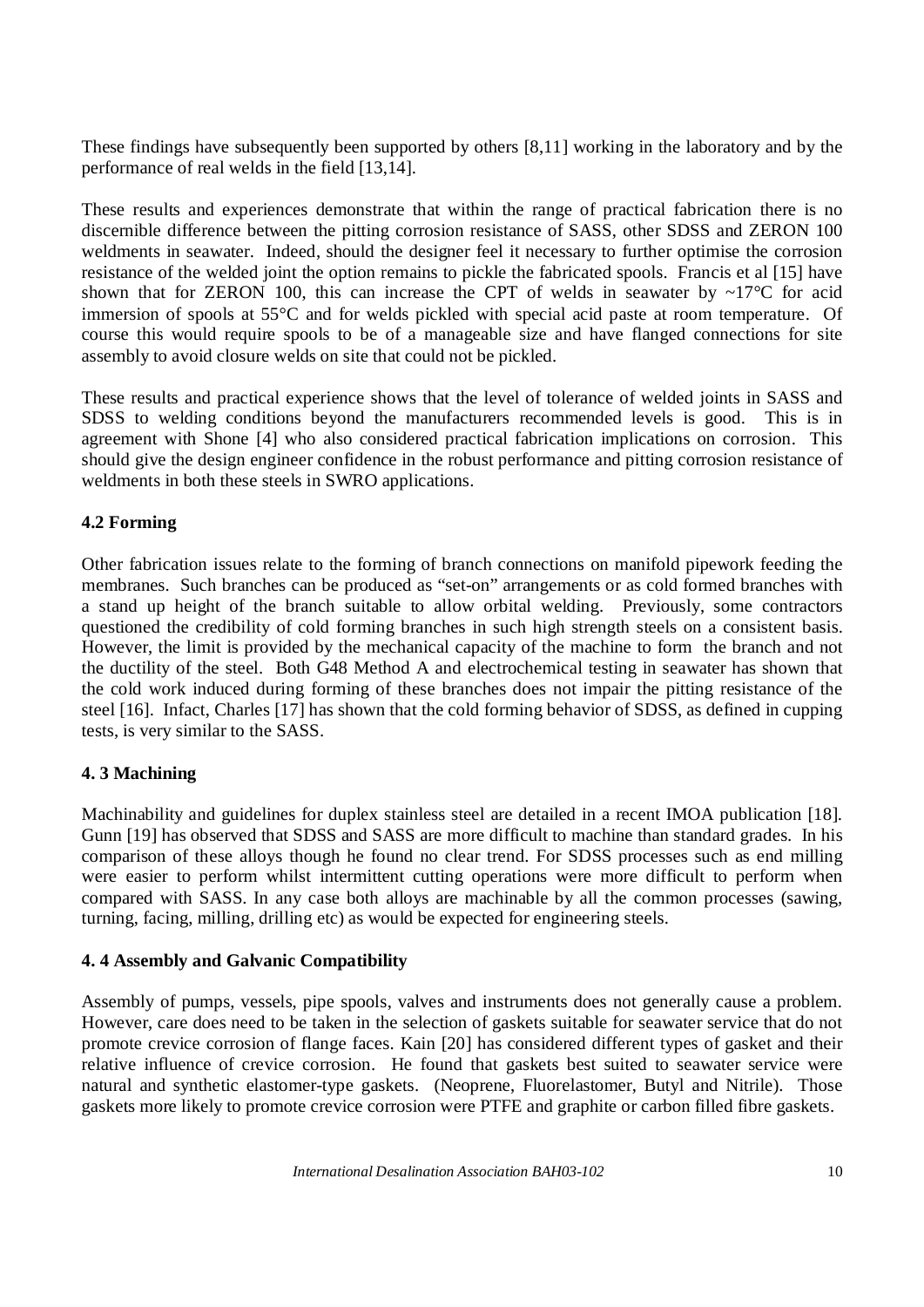These findings have subsequently been supported by others [8,11] working in the laboratory and by the performance of real welds in the field [13,14].

These results and experiences demonstrate that within the range of practical fabrication there is no discernible difference between the pitting corrosion resistance of SASS, other SDSS and ZERON 100 weldments in seawater. Indeed, should the designer feel it necessary to further optimise the corrosion resistance of the welded joint the option remains to pickle the fabricated spools. Francis et al [15] have shown that for ZERON 100, this can increase the CPT of welds in seawater by ~17°C for acid immersion of spools at 55°C and for welds pickled with special acid paste at room temperature. Of course this would require spools to be of a manageable size and have flanged connections for site assembly to avoid closure welds on site that could not be pickled.

These results and practical experience shows that the level of tolerance of welded joints in SASS and SDSS to welding conditions beyond the manufacturers recommended levels is good. This is in agreement with Shone [4] who also considered practical fabrication implications on corrosion. This should give the design engineer confidence in the robust performance and pitting corrosion resistance of weldments in both these steels in SWRO applications.

### 4.2 Forming

Other fabrication issues relate to the forming of branch connections on manifold pipework feeding the membranes. Such branches can be produced as "set-on" arrangements or as cold formed branches with a stand up height of the branch suitable to allow orbital welding. Previously, some contractors questioned the credibility of cold forming branches in such high strength steels on a consistent basis. However, the limit is provided by the mechanical capacity of the machine to form the branch and not the ductility of the steel. Both G48 Method A and electrochemical testing in seawater has shown that the cold work induced during forming of these branches does not impair the pitting resistance of the steel [16]. Infact, Charles [17] has shown that the cold forming behavior of SDSS, as defined in cupping tests, is very similar to the SASS.

### 4. 3 Machining

Machinability and guidelines for duplex stainless steel are detailed in a recent IMOA publication [18]. Gunn [19] has observed that SDSS and SASS are more difficult to machine than standard grades. In his comparison of these alloys though he found no clear trend. For SDSS processes such as end milling were easier to perform whilst intermittent cutting operations were more difficult to perform when compared with SASS. In any case both alloys are machinable by all the common processes (sawing, turning, facing, milling, drilling etc) as would be expected for engineering steels.

### 4. 4 Assembly and Galvanic Compatibility

Assembly of pumps, vessels, pipe spools, valves and instruments does not generally cause a problem. However, care does need to be taken in the selection of gaskets suitable for seawater service that do not promote crevice corrosion of flange faces. Kain [20] has considered different types of gasket and their relative influence of crevice corrosion. He found that gaskets best suited to seawater service were natural and synthetic elastomer-type gaskets. (Neoprene, Fluorelastomer, Butyl and Nitrile). Those gaskets more likely to promote crevice corrosion were PTFE and graphite or carbon filled fibre gaskets.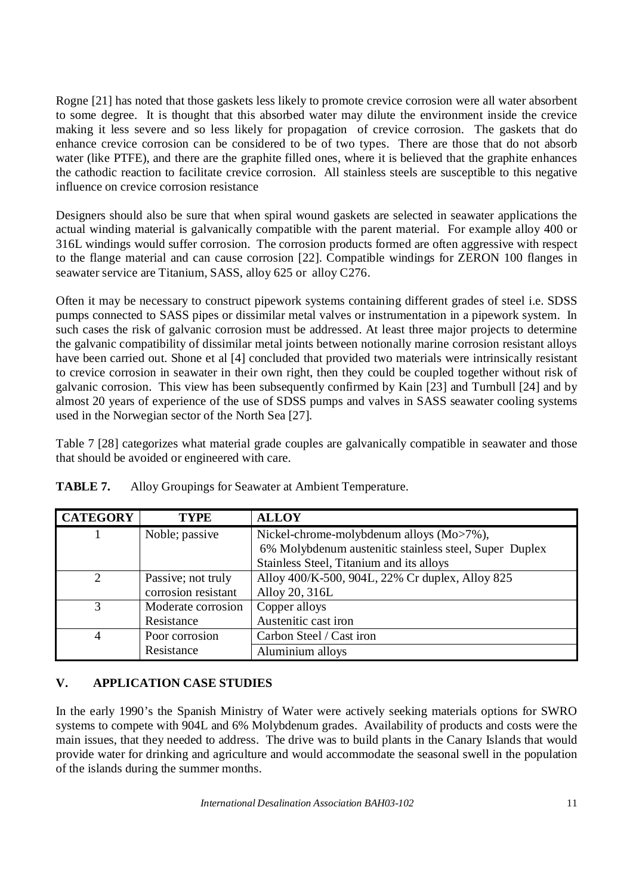Rogne [21] has noted that those gaskets less likely to promote crevice corrosion were all water absorbent to some degree. It is thought that this absorbed water may dilute the environment inside the crevice making it less severe and so less likely for propagation of crevice corrosion. The gaskets that do enhance crevice corrosion can be considered to be of two types. There are those that do not absorb water (like PTFE), and there are the graphite filled ones, where it is believed that the graphite enhances the cathodic reaction to facilitate crevice corrosion. All stainless steels are susceptible to this negative influence on crevice corrosion resistance

Designers should also be sure that when spiral wound gaskets are selected in seawater applications the actual winding material is galvanically compatible with the parent material. For example alloy 400 or 316L windings would suffer corrosion. The corrosion products formed are often aggressive with respect to the flange material and can cause corrosion [22]. Compatible windings for ZERON 100 flanges in seawater service are Titanium, SASS, alloy 625 or alloy C276.

Often it may be necessary to construct pipework systems containing different grades of steel i.e. SDSS pumps connected to SASS pipes or dissimilar metal valves or instrumentation in a pipework system. In such cases the risk of galvanic corrosion must be addressed. At least three major projects to determine the galvanic compatibility of dissimilar metal joints between notionally marine corrosion resistant alloys have been carried out. Shone et al [4] concluded that provided two materials were intrinsically resistant to crevice corrosion in seawater in their own right, then they could be coupled together without risk of galvanic corrosion. This view has been subsequently confirmed by Kain [23] and Turnbull [24] and by almost 20 years of experience of the use of SDSS pumps and valves in SASS seawater cooling systems used in the Norwegian sector of the North Sea [27].

Table 7 [28] categorizes what material grade couples are galvanically compatible in seawater and those that should be avoided or engineered with care.

**TABLE 7.** Alloy Groupings for Seawater at Ambient Temperature.

| CATEGORY | TYPE | ALLOY |
|---|---|---|
| 1 | Noble; passive | Nickel-chrome-molybdenum alloys (Mo>7%), 6% Molybdenum austenitic stainless steel, Super Duplex Stainless Steel, Titanium and its alloys |
| 2 | Passive; not truly corrosion resistant | Alloy 400/K-500, 904L, 22% Cr duplex, Alloy 825 Alloy 20, 316L |
| 3 | Moderate corrosion Resistance | Copper alloys Austenitic cast iron |
| 4 | Poor corrosion Resistance | Carbon Steel / Cast iron |
| | | Aluminium alloys |

## V. APPLICATION CASE STUDIES

In the early 1990's the Spanish Ministry of Water were actively seeking materials options for SWRO systems to compete with 904L and 6% Molybdenum grades. Availability of products and costs were the main issues, that they needed to address. The drive was to build plants in the Canary Islands that would provide water for drinking and agriculture and would accommodate the seasonal swell in the population of the islands during the summer months.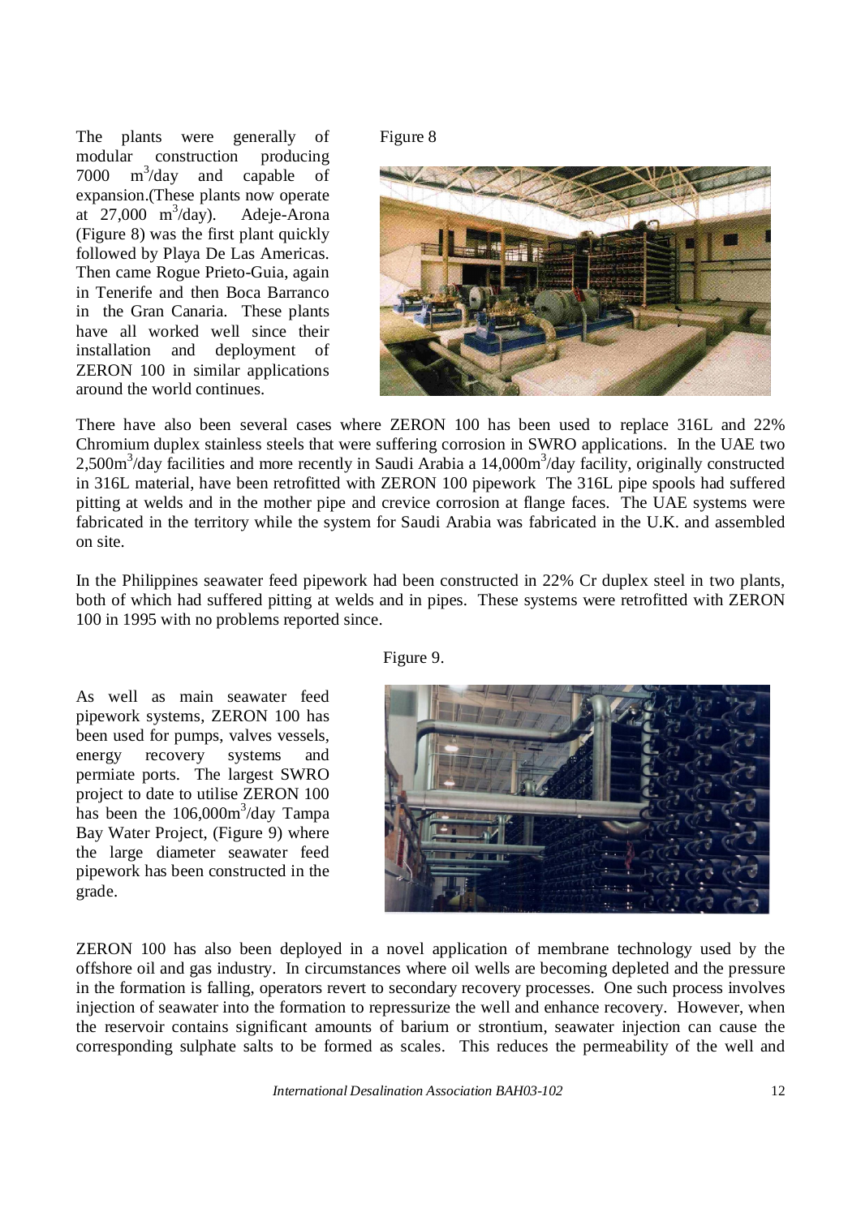The plants were generally of modular construction producing 7000 $m^3$/day and capable of expansion.(These plants now operate at 27,000 $m^3$/day). Adeje-Arona (Figure 8) was the first plant quickly followed by Playa De Las Americas. Then came Rogue Prieto-Guia, again in Tenerife and then Boca Barranco in the Gran Canaria. These plants have all worked well since their installation and deployment of ZERON 100 in similar applications around the world continues.

Figure 8

There have also been several cases where ZERON 100 has been used to replace 316L and 22% Chromium duplex stainless steels that were suffering corrosion in SWRO applications. In the UAE two 2,500$m^3$/day facilities and more recently in Saudi Arabia a 14,000$m^3$/day facility, originally constructed in 316L material, have been retrofitted with ZERON 100 pipework The 316L pipe spools had suffered pitting at welds and in the mother pipe and crevice corrosion at flange faces. The UAE systems were fabricated in the territory while the system for Saudi Arabia was fabricated in the U.K. and assembled on site.

In the Philippines seawater feed pipework had been constructed in 22% Cr duplex steel in two plants, both of which had suffered pitting at welds and in pipes. These systems were retrofitted with ZERON 100 in 1995 with no problems reported since.

As well as main seawater feed pipework systems, ZERON 100 has been used for pumps, valves vessels, energy recovery systems and permiate ports. The largest SWRO project to date to utilise ZERON 100 has been the 106,000$m^3$/day Tampa Bay Water Project, (Figure 9) where the large diameter seawater feed pipework has been constructed in the grade.

Figure 9.

ZERON 100 has also been deployed in a novel application of membrane technology used by the offshore oil and gas industry. In circumstances where oil wells are becoming depleted and the pressure in the formation is falling, operators revert to secondary recovery processes. One such process involves injection of seawater into the formation to repressurize the well and enhance recovery. However, when the reservoir contains significant amounts of barium or strontium, seawater injection can cause the corresponding sulphate salts to be formed as scales. This reduces the permeability of the well and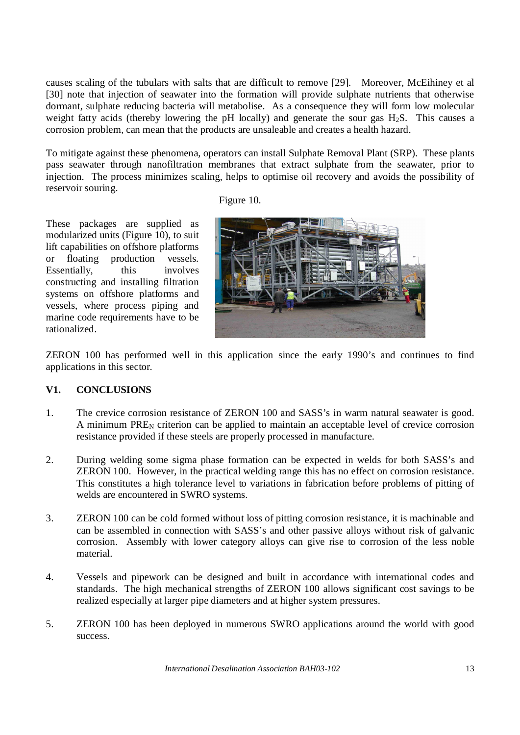causes scaling of the tubulars with salts that are difficult to remove [29]. Moreover, McEihiney et al [30] note that injection of seawater into the formation will provide sulphate nutrients that otherwise dormant, sulphate reducing bacteria will metabolise. As a consequence they will form low molecular weight fatty acids (thereby lowering the pH locally) and generate the sour gas $H_2S$. This causes a corrosion problem, can mean that the products are unsaleable and creates a health hazard.

To mitigate against these phenomena, operators can install Sulphate Removal Plant (SRP). These plants pass seawater through nanofiltration membranes that extract sulphate from the seawater, prior to injection. The process minimizes scaling, helps to optimise oil recovery and avoids the possibility of reservoir souring.

Figure 10.

These packages are supplied as modularized units (Figure 10), to suit lift capabilities on offshore platforms or floating production vessels. Essentially, this involves constructing and installing filtration systems on offshore platforms and vessels, where process piping and marine code requirements have to be rationalized.

ZERON 100 has performed well in this application since the early 1990's and continues to find applications in this sector.

## V1. CONCLUSIONS

1. The crevice corrosion resistance of ZERON 100 and SASS's in warm natural seawater is good. A minimum $PRE_N$ criterion can be applied to maintain an acceptable level of crevice corrosion resistance provided if these steels are properly processed in manufacture.

2. During welding some sigma phase formation can be expected in welds for both SASS's and ZERON 100. However, in the practical welding range this has no effect on corrosion resistance. This constitutes a high tolerance level to variations in fabrication before problems of pitting of welds are encountered in SWRO systems.

3. ZERON 100 can be cold formed without loss of pitting corrosion resistance, it is machinable and can be assembled in connection with SASS's and other passive alloys without risk of galvanic corrosion. Assembly with lower category alloys can give rise to corrosion of the less noble material.

4. Vessels and pipework can be designed and built in accordance with international codes and standards. The high mechanical strengths of ZERON 100 allows significant cost savings to be realized especially at larger pipe diameters and at higher system pressures.

5. ZERON 100 has been deployed in numerous SWRO applications around the world with good success.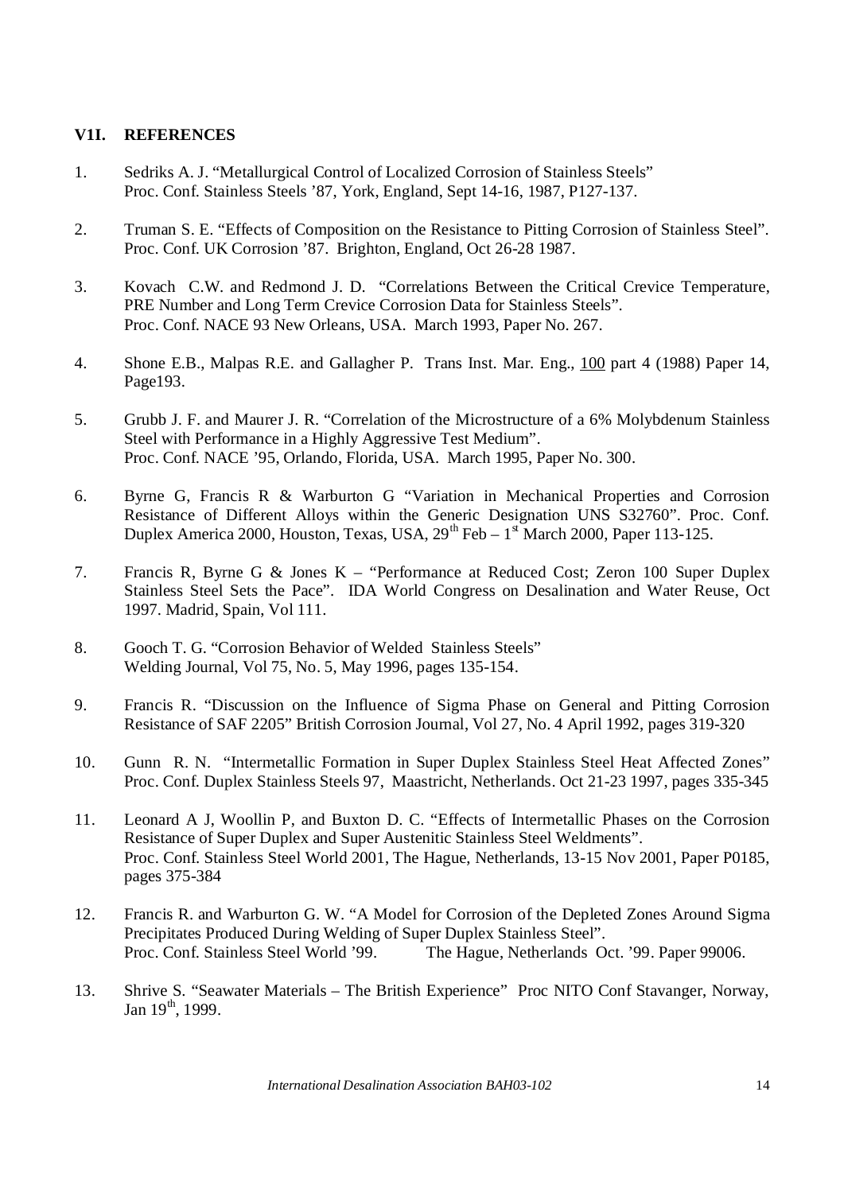## V1I. REFERENCES

1. Sedriks A. J. "Metallurgical Control of Localized Corrosion of Stainless Steels" Proc. Conf. Stainless Steels '87, York, England, Sept 14-16, 1987, P127-137.

2. Truman S. E. "Effects of Composition on the Resistance to Pitting Corrosion of Stainless Steel". Proc. Conf. UK Corrosion '87. Brighton, England, Oct 26-28 1987.

3. Kovach C.W. and Redmond J. D. "Correlations Between the Critical Crevice Temperature, PRE Number and Long Term Crevice Corrosion Data for Stainless Steels". Proc. Conf. NACE 93 New Orleans, USA. March 1993, Paper No. 267.

4. Shone E.B., Malpas R.E. and Gallagher P. Trans Inst. Mar. Eng., 100 part 4 (1988) Paper 14, Page193.

5. Grubb J. F. and Maurer J. R. "Correlation of the Microstructure of a 6% Molybdenum Stainless Steel with Performance in a Highly Aggressive Test Medium". Proc. Conf. NACE '95, Orlando, Florida, USA. March 1995, Paper No. 300.

6. Byrne G, Francis R & Warburton G "Variation in Mechanical Properties and Corrosion Resistance of Different Alloys within the Generic Designation UNS S32760". Proc. Conf. Duplex America 2000, Houston, Texas, USA, 29th Feb – 1st March 2000, Paper 113-125.

7. Francis R, Byrne G & Jones K – "Performance at Reduced Cost; Zeron 100 Super Duplex Stainless Steel Sets the Pace". IDA World Congress on Desalination and Water Reuse, Oct 1997. Madrid, Spain, Vol 111.

8. Gooch T. G. "Corrosion Behavior of Welded Stainless Steels" Welding Journal, Vol 75, No. 5, May 1996, pages 135-154.

9. Francis R. "Discussion on the Influence of Sigma Phase on General and Pitting Corrosion Resistance of SAF 2205" British Corrosion Journal, Vol 27, No. 4 April 1992, pages 319-320

10. Gunn R. N. "Intermetallic Formation in Super Duplex Stainless Steel Heat Affected Zones" Proc. Conf. Duplex Stainless Steels 97, Maastricht, Netherlands. Oct 21-23 1997, pages 335-345

11. Leonard A J, Woollin P, and Buxton D. C. "Effects of Intermetallic Phases on the Corrosion Resistance of Super Duplex and Super Austenitic Stainless Steel Weldments". Proc. Conf. Stainless Steel World 2001, The Hague, Netherlands, 13-15 Nov 2001, Paper P0185, pages 375-384

12. Francis R. and Warburton G. W. "A Model for Corrosion of the Depleted Zones Around Sigma Precipitates Produced During Welding of Super Duplex Stainless Steel". Proc. Conf. Stainless Steel World '99. The Hague, Netherlands Oct. '99. Paper 99006.

13. Shrive S. "Seawater Materials – The British Experience" Proc NITO Conf Stavanger, Norway, Jan 19th, 1999.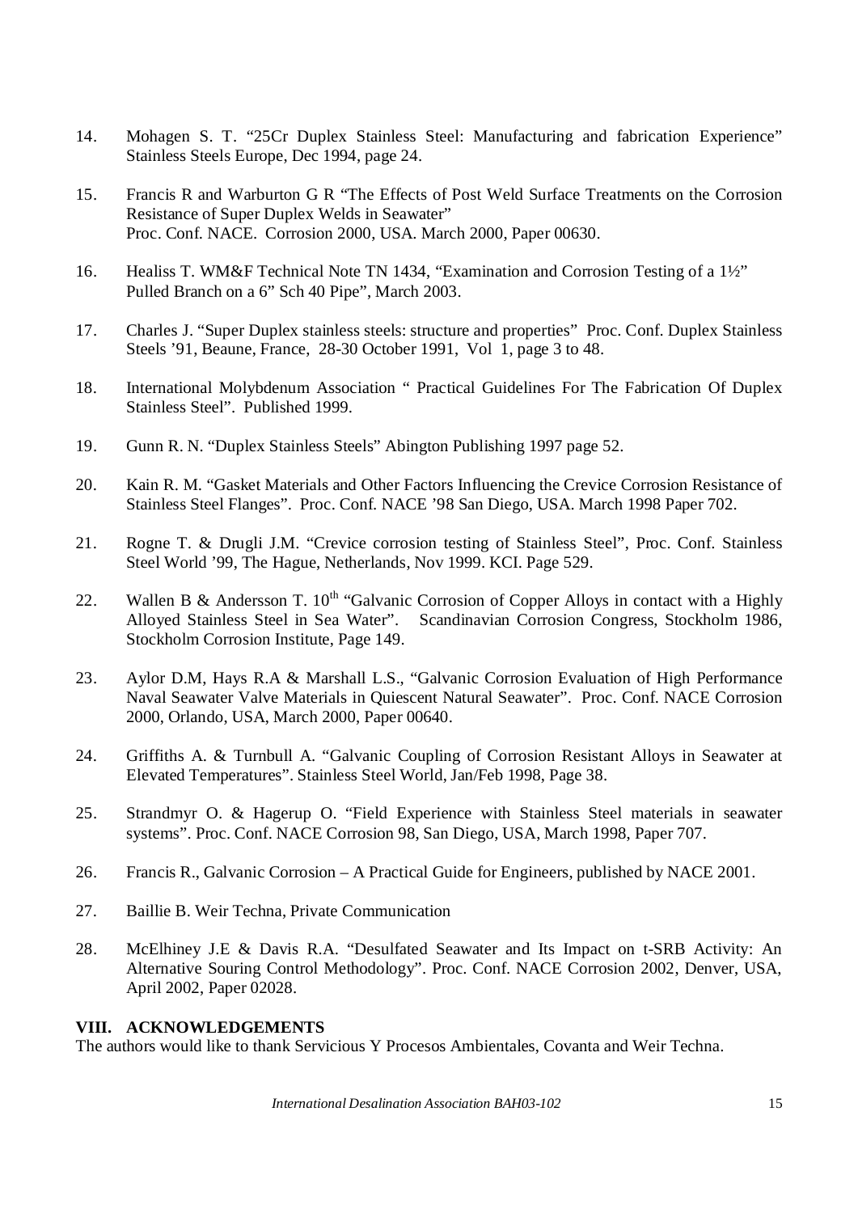14. Mohagen S. T. "25Cr Duplex Stainless Steel: Manufacturing and fabrication Experience" Stainless Steels Europe, Dec 1994, page 24.

15. Francis R and Warburton G R "The Effects of Post Weld Surface Treatments on the Corrosion Resistance of Super Duplex Welds in Seawater" Proc. Conf. NACE. Corrosion 2000, USA. March 2000, Paper 00630.

16. Healiss T. WM&F Technical Note TN 1434, "Examination and Corrosion Testing of a 1½" Pulled Branch on a 6" Sch 40 Pipe", March 2003.

17. Charles J. "Super Duplex stainless steels: structure and properties" Proc. Conf. Duplex Stainless Steels '91, Beaune, France, 28-30 October 1991, Vol 1, page 3 to 48.

18. International Molybdenum Association " Practical Guidelines For The Fabrication Of Duplex Stainless Steel". Published 1999.

19. Gunn R. N. "Duplex Stainless Steels" Abington Publishing 1997 page 52.

20. Kain R. M. "Gasket Materials and Other Factors Influencing the Crevice Corrosion Resistance of Stainless Steel Flanges". Proc. Conf. NACE '98 San Diego, USA. March 1998 Paper 702.

21. Rogne T. & Drugli J.M. "Crevice corrosion testing of Stainless Steel", Proc. Conf. Stainless Steel World '99, The Hague, Netherlands, Nov 1999. KCI. Page 529.

22. Wallen B & Andersson T. 10th "Galvanic Corrosion of Copper Alloys in contact with a Highly Alloyed Stainless Steel in Sea Water". Scandinavian Corrosion Congress, Stockholm 1986, Stockholm Corrosion Institute, Page 149.

23. Aylor D.M, Hays R.A & Marshall L.S., "Galvanic Corrosion Evaluation of High Performance Naval Seawater Valve Materials in Quiescent Natural Seawater". Proc. Conf. NACE Corrosion 2000, Orlando, USA, March 2000, Paper 00640.

24. Griffiths A. & Turnbull A. "Galvanic Coupling of Corrosion Resistant Alloys in Seawater at Elevated Temperatures". Stainless Steel World, Jan/Feb 1998, Page 38.

25. Strandmyr O. & Hagerup O. "Field Experience with Stainless Steel materials in seawater systems". Proc. Conf. NACE Corrosion 98, San Diego, USA, March 1998, Paper 707.

26. Francis R., Galvanic Corrosion – A Practical Guide for Engineers, published by NACE 2001.

27. Baillie B. Weir Techna, Private Communication

28. McElhiney J.E & Davis R.A. "Desulfated Seawater and Its Impact on t-SRB Activity: An Alternative Souring Control Methodology". Proc. Conf. NACE Corrosion 2002, Denver, USA, April 2002, Paper 02028.

## VIII. ACKNOWLEDGEMENTS

The authors would like to thank Servicious Y Procesos Ambientales, Covanta and Weir Techna.